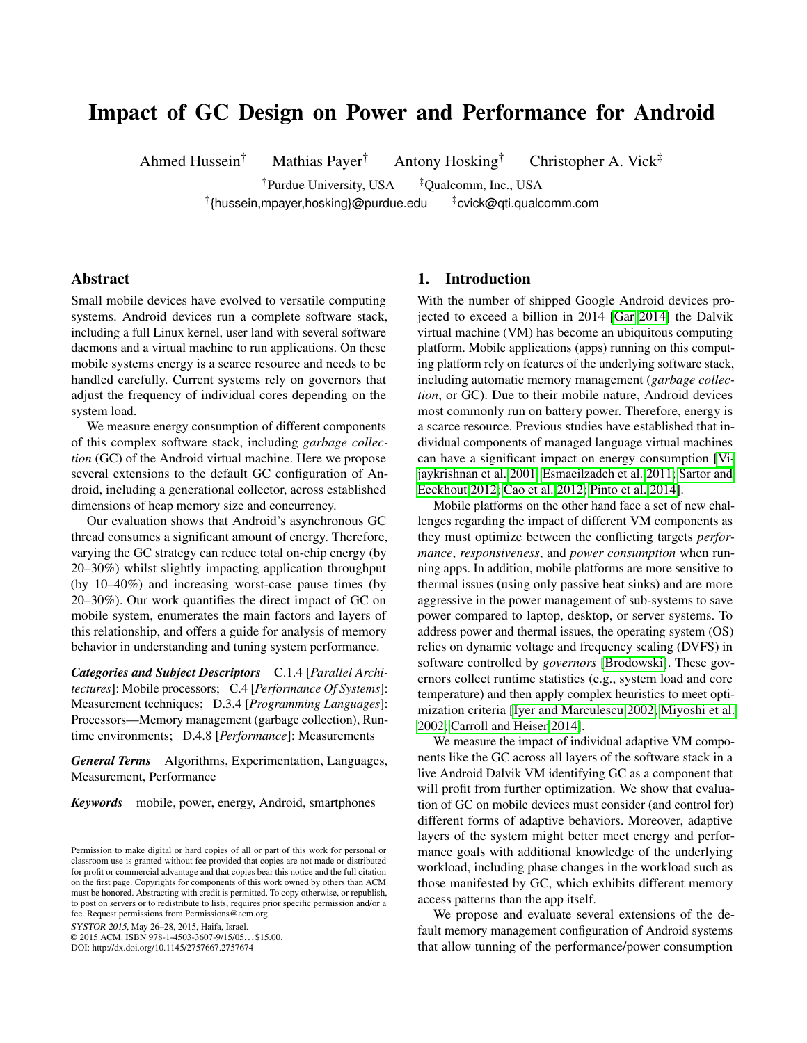# Impact of GC Design on Power and Performance for Android

Ahmed Hussein[†] Mathias Payer[†] Antony Hosking[†] Christopher A. Vick[‡]

[†]Purdue University, USA [‡]Qualcomm, Inc., USA

[†]{hussein,mpayer,hosking}@purdue.edu [‡]cvick@qti.qualcomm.com

## Abstract

Small mobile devices have evolved to versatile computing systems. Android devices run a complete software stack, including a full Linux kernel, user land with several software daemons and a virtual machine to run applications. On these mobile systems energy is a scarce resource and needs to be handled carefully. Current systems rely on governors that adjust the frequency of individual cores depending on the system load.

We measure energy consumption of different components of this complex software stack, including *garbage collection* (GC) of the Android virtual machine. Here we propose several extensions to the default GC configuration of Android, including a generational collector, across established dimensions of heap memory size and concurrency.

Our evaluation shows that Android's asynchronous GC thread consumes a significant amount of energy. Therefore, varying the GC strategy can reduce total on-chip energy (by 20–30%) whilst slightly impacting application throughput (by 10–40%) and increasing worst-case pause times (by 20–30%). Our work quantifies the direct impact of GC on mobile system, enumerates the main factors and layers of this relationship, and offers a guide for analysis of memory behavior in understanding and tuning system performance.

***Categories and Subject Descriptors*** C.1.4 [*Parallel Architectures*]: Mobile processors; C.4 [*Performance Of Systems*]: Measurement techniques; D.3.4 [*Programming Languages*]: Processors—Memory management (garbage collection), Runtime environments; D.4.8 [*Performance*]: Measurements

***General Terms*** Algorithms, Experimentation, Languages, Measurement, Performance

***Keywords*** mobile, power, energy, Android, smartphones

Permission to make digital or hard copies of all or part of this work for personal or classroom use is granted without fee provided that copies are not made or distributed for profit or commercial advantage and that copies bear this notice and the full citation on the first page. Copyrights for components of this work owned by others than ACM must be honored. Abstracting with credit is permitted. To copy otherwise, or republish, to post on servers or to redistribute to lists, requires prior specific permission and/or a fee. Request permissions from Permissions@acm.org.

*SYSTOR 2015*, May 26–28, 2015, Haifa, Israel.
© 2015 ACM. ISBN 978-1-4503-3607-9/15/05…$15.00.
DOI: http://dx.doi.org/10.1145/2757667.2757674

## 1. Introduction

With the number of shipped Google Android devices projected to exceed a billion in 2014 [Gar 2014] the Dalvik virtual machine (VM) has become an ubiquitous computing platform. Mobile applications (apps) running on this computing platform rely on features of the underlying software stack, including automatic memory management (*garbage collection*, or GC). Due to their mobile nature, Android devices most commonly run on battery power. Therefore, energy is a scarce resource. Previous studies have established that individual components of managed language virtual machines can have a significant impact on energy consumption [Vijaykrishnan et al. 2001; Esmaeilzadeh et al. 2011; Sartor and Eeckhout 2012; Cao et al. 2012; Pinto et al. 2014].

Mobile platforms on the other hand face a set of new challenges regarding the impact of different VM components as they must optimize between the conflicting targets *performance*, *responsiveness*, and *power consumption* when running apps. In addition, mobile platforms are more sensitive to thermal issues (using only passive heat sinks) and are more aggressive in the power management of sub-systems to save power compared to laptop, desktop, or server systems. To address power and thermal issues, the operating system (OS) relies on dynamic voltage and frequency scaling (DVFS) in software controlled by *governors* [Brodowski]. These governors collect runtime statistics (e.g., system load and core temperature) and then apply complex heuristics to meet optimization criteria [Iyer and Marculescu 2002; Miyoshi et al. 2002; Carroll and Heiser 2014].

We measure the impact of individual adaptive VM components like the GC across all layers of the software stack in a live Android Dalvik VM identifying GC as a component that will profit from further optimization. We show that evaluation of GC on mobile devices must consider (and control for) different forms of adaptive behaviors. Moreover, adaptive layers of the system might better meet energy and performance goals with additional knowledge of the underlying workload, including phase changes in the workload such as those manifested by GC, which exhibits different memory access patterns than the app itself.

We propose and evaluate several extensions of the default memory management configuration of Android systems that allow tunning of the performance/power consumption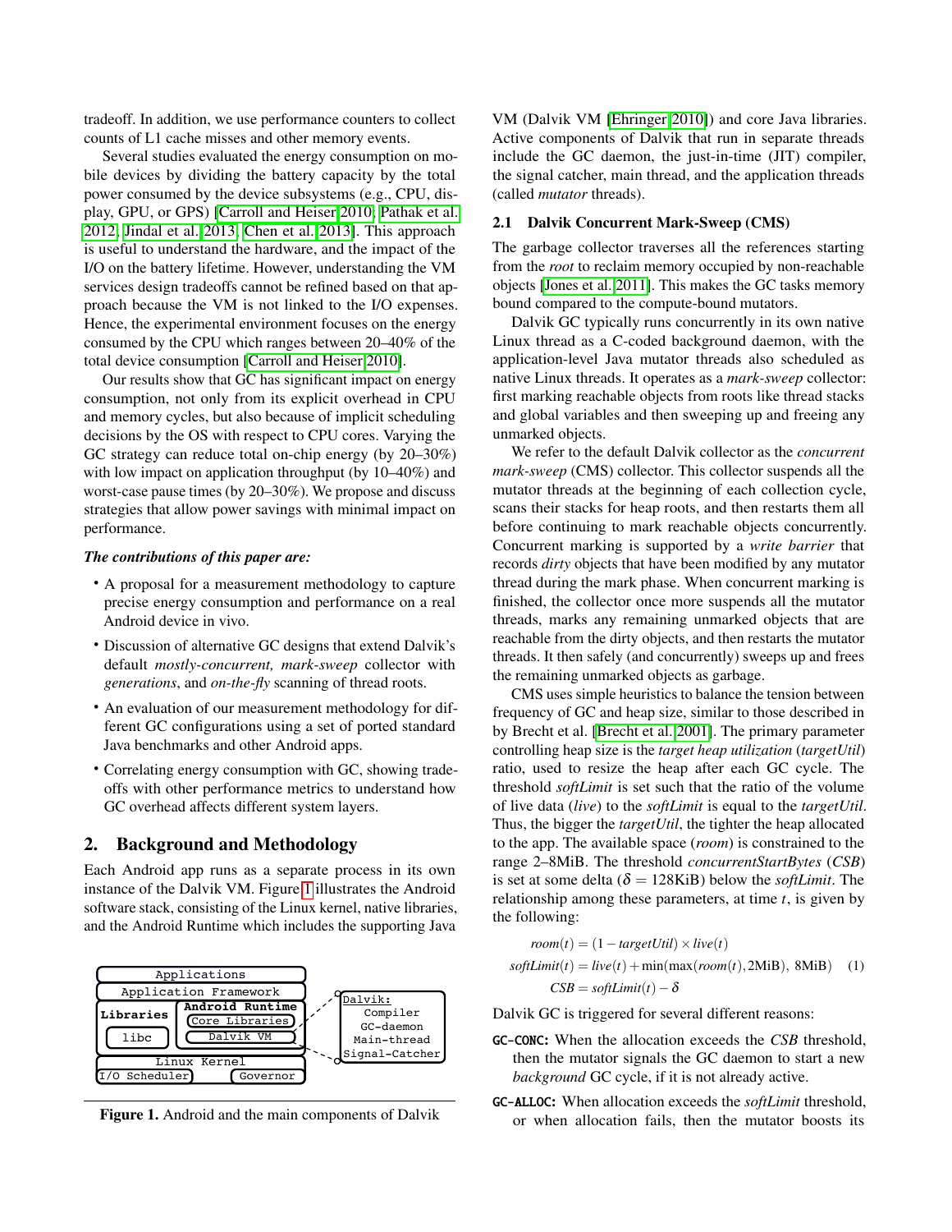tradeoff. In addition, we use performance counters to collect counts of L1 cache misses and other memory events.

Several studies evaluated the energy consumption on mobile devices by dividing the battery capacity by the total power consumed by the device subsystems (e.g., CPU, display, GPU, or GPS) [Carroll and Heiser 2010; Pathak et al. 2012; Jindal et al. 2013; Chen et al. 2013]. This approach is useful to understand the hardware, and the impact of the I/O on the battery lifetime. However, understanding the VM services design tradeoffs cannot be refined based on that approach because the VM is not linked to the I/O expenses. Hence, the experimental environment focuses on the energy consumed by the CPU which ranges between 20–40% of the total device consumption [Carroll and Heiser 2010].

Our results show that GC has significant impact on energy consumption, not only from its explicit overhead in CPU and memory cycles, but also because of implicit scheduling decisions by the OS with respect to CPU cores. Varying the GC strategy can reduce total on-chip energy (by 20–30%) with low impact on application throughput (by 10–40%) and worst-case pause times (by 20–30%). We propose and discuss strategies that allow power savings with minimal impact on performance.

***The contributions of this paper are:***

- A proposal for a measurement methodology to capture precise energy consumption and performance on a real Android device in vivo.
- Discussion of alternative GC designs that extend Dalvik's default *mostly-concurrent, mark-sweep* collector with *generations*, and *on-the-fly* scanning of thread roots.
- An evaluation of our measurement methodology for different GC configurations using a set of ported standard Java benchmarks and other Android apps.
- Correlating energy consumption with GC, showing tradeoffs with other performance metrics to understand how GC overhead affects different system layers.

## 2. Background and Methodology

Each Android app runs as a separate process in its own instance of the Dalvik VM. Figure 1 illustrates the Android software stack, consisting of the Linux kernel, native libraries, and the Android Runtime which includes the supporting Java VM (Dalvik VM [Ehringer 2010]) and core Java libraries. Active components of Dalvik that run in separate threads include the GC daemon, the just-in-time (JIT) compiler, the signal catcher, main thread, and the application threads (called *mutator* threads).

Applications
Application Framework
Libraries
libc
Android Runtime
Core Libraries
Dalvik VM
Linux Kernel
I/O Scheduler
Governor
Dalvik:
Compiler
GC-daemon
Main-thread
Signal-Catcher

**Figure 1.** Android and the main components of Dalvik

### 2.1 Dalvik Concurrent Mark-Sweep (CMS)

The garbage collector traverses all the references starting from the *root* to reclaim memory occupied by non-reachable objects [Jones et al. 2011]. This makes the GC tasks memory bound compared to the compute-bound mutators.

Dalvik GC typically runs concurrently in its own native Linux thread as a C-coded background daemon, with the application-level Java mutator threads also scheduled as native Linux threads. It operates as a *mark-sweep* collector: first marking reachable objects from roots like thread stacks and global variables and then sweeping up and freeing any unmarked objects.

We refer to the default Dalvik collector as the *concurrent mark-sweep* (CMS) collector. This collector suspends all the mutator threads at the beginning of each collection cycle, scans their stacks for heap roots, and then restarts them all before continuing to mark reachable objects concurrently. Concurrent marking is supported by a *write barrier* that records *dirty* objects that have been modified by any mutator thread during the mark phase. When concurrent marking is finished, the collector once more suspends all the mutator threads, marks any remaining unmarked objects that are reachable from the dirty objects, and then restarts the mutator threads. It then safely (and concurrently) sweeps up and frees the remaining unmarked objects as garbage.

CMS uses simple heuristics to balance the tension between frequency of GC and heap size, similar to those described in by Brecht et al. [Brecht et al. 2001]. The primary parameter controlling heap size is the *target heap utilization* (*targetUtil*) ratio, used to resize the heap after each GC cycle. The threshold *softLimit* is set such that the ratio of the volume of live data (*live*) to the *softLimit* is equal to the *targetUtil*. Thus, the bigger the *targetUtil*, the tighter the heap allocated to the app. The available space (*room*) is constrained to the range 2–8MiB. The threshold *concurrentStartBytes* (*CSB*) is set at some delta ($\delta = 128$KiB) below the *softLimit*. The relationship among these parameters, at time $t$, is given by the following:

$$
\begin{aligned}
room(t) &= (1 - targetUtil) \times live(t) \\
softLimit(t) &= live(t) + \min(\max(room(t), 2\text{MiB}),\ 8\text{MiB}) \\
CSB &= softLimit(t) - \delta
\end{aligned}
\qquad (1)
$$

Dalvik GC is triggered for several different reasons:

**GC-CONC:** When the allocation exceeds the *CSB* threshold, then the mutator signals the GC daemon to start a new *background* GC cycle, if it is not already active.

**GC-ALLOC:** When allocation exceeds the *softLimit* threshold, or when allocation fails, then the mutator boosts its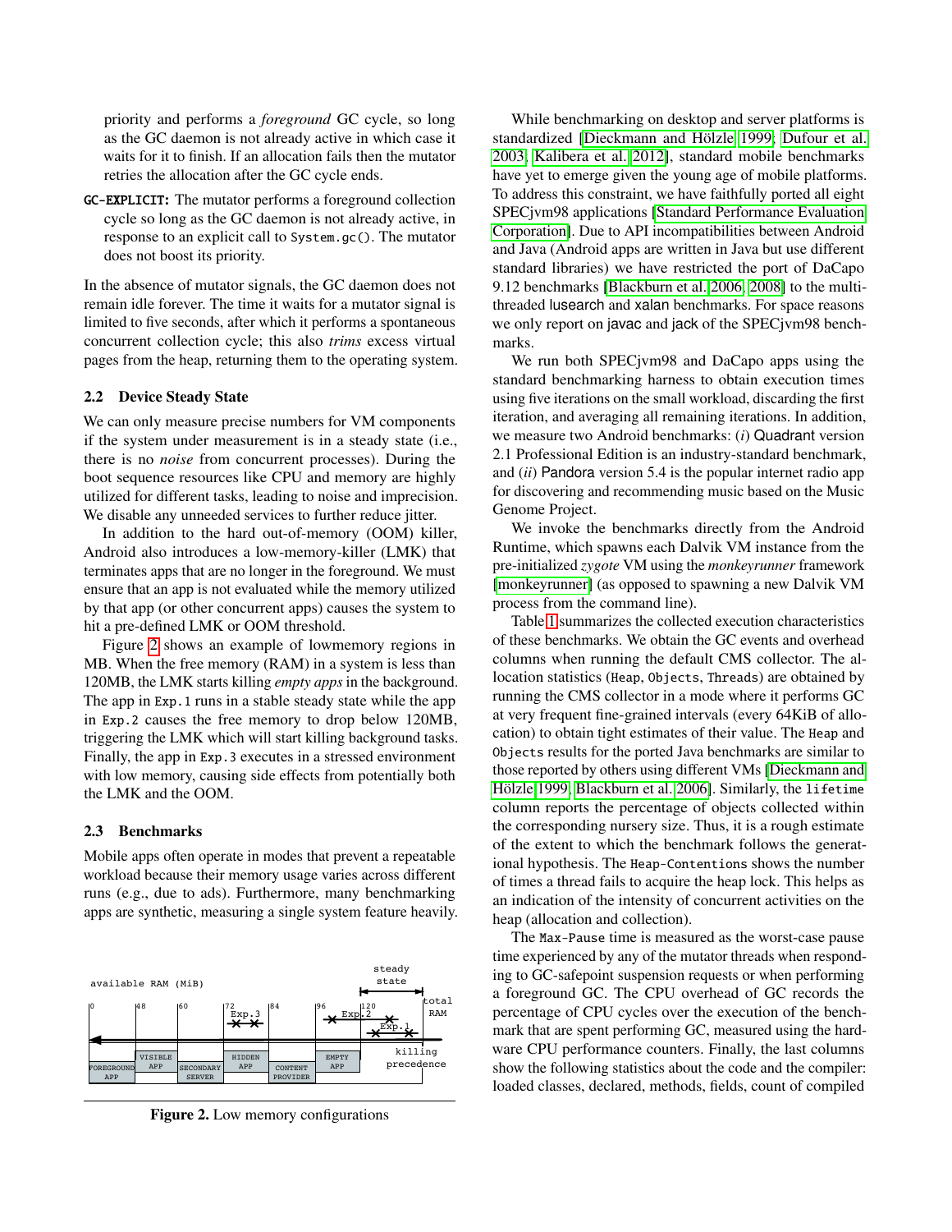priority and performs a *foreground* GC cycle, so long as the GC daemon is not already active in which case it waits for it to finish. If an allocation fails then the mutator retries the allocation after the GC cycle ends.

**GC-EXPLICIT:** The mutator performs a foreground collection cycle so long as the GC daemon is not already active, in response to an explicit call to `System.gc()`. The mutator does not boost its priority.

In the absence of mutator signals, the GC daemon does not remain idle forever. The time it waits for a mutator signal is limited to five seconds, after which it performs a spontaneous concurrent collection cycle; this also *trims* excess virtual pages from the heap, returning them to the operating system.

### 2.2 Device Steady State

We can only measure precise numbers for VM components if the system under measurement is in a steady state (i.e., there is no *noise* from concurrent processes). During the boot sequence resources like CPU and memory are highly utilized for different tasks, leading to noise and imprecision. We disable any unneeded services to further reduce jitter.

In addition to the hard out-of-memory (OOM) killer, Android also introduces a low-memory-killer (LMK) that terminates apps that are no longer in the foreground. We must ensure that an app is not evaluated while the memory utilized by that app (or other concurrent apps) causes the system to hit a pre-defined LMK or OOM threshold.

Figure 2 shows an example of lowmemory regions in MB. When the free memory (RAM) in a system is less than 120MB, the LMK starts killing *empty apps* in the background. The app in `Exp.1` runs in a stable steady state while the app in `Exp.2` causes the free memory to drop below 120MB, triggering the LMK which will start killing background tasks. Finally, the app in `Exp.3` executes in a stressed environment with low memory, causing side effects from potentially both the LMK and the OOM.

### 2.3 Benchmarks

Mobile apps often operate in modes that prevent a repeatable workload because their memory usage varies across different runs (e.g., due to ads). Furthermore, many benchmarking apps are synthetic, measuring a single system feature heavily.

available RAM (MiB) | 0 | 48 | 60 | 72 | 84 | 96 | 120 | total RAM — FOREGROUND APP, VISIBLE APP, SECONDARY SERVER, HIDDEN APP, CONTENT PROVIDER, EMPTY APP; Exp.1, Exp.2, Exp.3; steady state; killing precedence

**Figure 2.** Low memory configurations

While benchmarking on desktop and server platforms is standardized [Dieckmann and Hölzle 1999; Dufour et al. 2003; Kalibera et al. 2012], standard mobile benchmarks have yet to emerge given the young age of mobile platforms. To address this constraint, we have faithfully ported all eight SPECjvm98 applications [Standard Performance Evaluation Corporation]. Due to API incompatibilities between Android and Java (Android apps are written in Java but use different standard libraries) we have restricted the port of DaCapo 9.12 benchmarks [Blackburn et al. 2006, 2008] to the multi-threaded lusearch and xalan benchmarks. For space reasons we only report on javac and jack of the SPECjvm98 benchmarks.

We run both SPECjvm98 and DaCapo apps using the standard benchmarking harness to obtain execution times using five iterations on the small workload, discarding the first iteration, and averaging all remaining iterations. In addition, we measure two Android benchmarks: (*i*) Quadrant version 2.1 Professional Edition is an industry-standard benchmark, and (*ii*) Pandora version 5.4 is the popular internet radio app for discovering and recommending music based on the Music Genome Project.

We invoke the benchmarks directly from the Android Runtime, which spawns each Dalvik VM instance from the pre-initialized *zygote* VM using the *monkeyrunner* framework [monkeyrunner] (as opposed to spawning a new Dalvik VM process from the command line).

Table 1 summarizes the collected execution characteristics of these benchmarks. We obtain the GC events and overhead columns when running the default CMS collector. The allocation statistics (`Heap`, `Objects`, `Threads`) are obtained by running the CMS collector in a mode where it performs GC at very frequent fine-grained intervals (every 64KiB of allocation) to obtain tight estimates of their value. The `Heap` and `Objects` results for the ported Java benchmarks are similar to those reported by others using different VMs [Dieckmann and Hölzle 1999; Blackburn et al. 2006]. Similarly, the `lifetime` column reports the percentage of objects collected within the corresponding nursery size. Thus, it is a rough estimate of the extent to which the benchmark follows the generational hypothesis. The `Heap-Contentions` shows the number of times a thread fails to acquire the heap lock. This helps as an indication of the intensity of concurrent activities on the heap (allocation and collection).

The `Max-Pause` time is measured as the worst-case pause time experienced by any of the mutator threads when responding to GC-safepoint suspension requests or when performing a foreground GC. The CPU overhead of GC records the percentage of CPU cycles over the execution of the benchmark that are spent performing GC, measured using the hardware CPU performance counters. Finally, the last columns show the following statistics about the code and the compiler: loaded classes, declared, methods, fields, count of compiled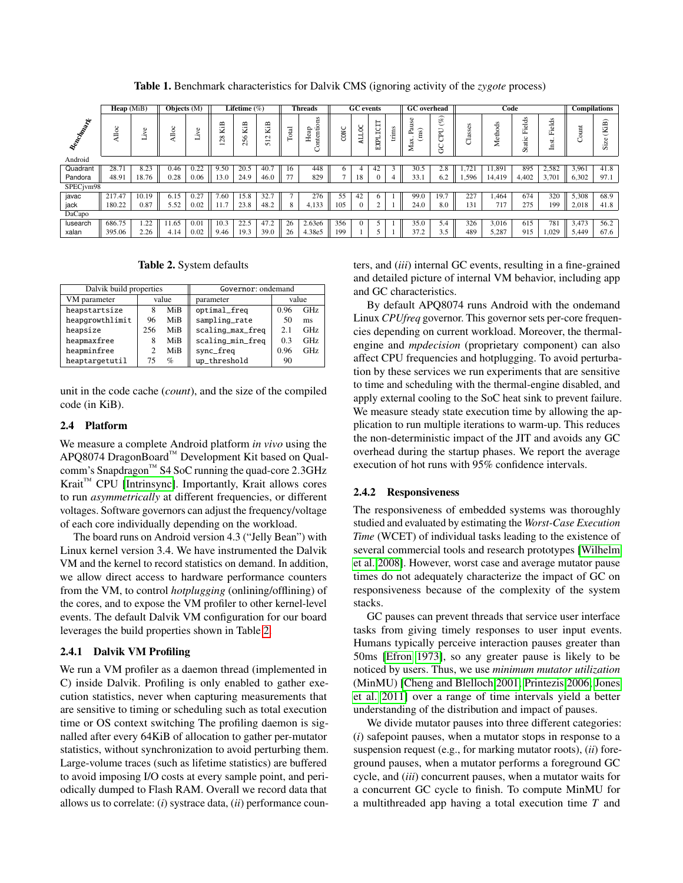**Table 1.** Benchmark characteristics for Dalvik CMS (ignoring activity of the *zygote* process)

| Benchmark | Heap (MiB) | | Objects (M) | | Lifetime (%) | | | Threads | | GC events | | | | GC overhead | | Code | | | | Compilations | |
|---|---|---|---|---|---|---|---|---|---|---|---|---|---|---|---|---|---|---|---|---|---|
| | Alloc | Live | Alloc | Live | 128 KiB | 256 KiB | 512 KiB | Total | Heap Contentions | CONC | ALLOC | EXPLICIT | trims | Max. Pause (ms) | GC CPU (%) | Classes | Methods | Static Fields | Inst. Fields | Count | Size (KiB) |
| **Android** | | | | | | | | | | | | | | | | | | | | | |
| Quadrant | 28.71 | 8.23 | 0.46 | 0.22 | 9.50 | 20.5 | 40.7 | 16 | 448 | 6 | 4 | 42 | 3 | 30.5 | 2.8 | 1,721 | 11,891 | 895 | 2,582 | 3,961 | 41.8 |
| Pandora | 48.91 | 18.76 | 0.28 | 0.06 | 13.0 | 24.9 | 46.0 | 77 | 829 | 7 | 18 | 0 | 4 | 33.1 | 6.2 | 1,596 | 14,419 | 4,402 | 3,701 | 6,302 | 97.1 |
| **SPECjvm98** | | | | | | | | | | | | | | | | | | | | | |
| javac | 217.47 | 10.19 | 6.15 | 0.27 | 7.60 | 15.8 | 32.7 | 7 | 276 | 55 | 42 | 6 | 1 | 99.0 | 19.7 | 227 | 1,464 | 674 | 320 | 5,308 | 68.9 |
| jack | 180.22 | 0.87 | 5.52 | 0.02 | 11.7 | 23.8 | 48.2 | 8 | 4,133 | 105 | 0 | 2 | 1 | 24.0 | 8.0 | 131 | 717 | 275 | 199 | 2,018 | 41.8 |
| **DaCapo** | | | | | | | | | | | | | | | | | | | | | |
| lusearch | 686.75 | 1.22 | 11.65 | 0.01 | 10.3 | 22.5 | 47.2 | 26 | 2.63e6 | 356 | 0 | 5 | 1 | 35.0 | 5.4 | 326 | 3,016 | 615 | 781 | 3,473 | 56.2 |
| xalan | 395.06 | 2.26 | 4.14 | 0.02 | 9.46 | 19.3 | 39.0 | 26 | 4.38e5 | 199 | 1 | 5 | 1 | 37.2 | 3.5 | 489 | 5,287 | 915 | 1,029 | 5,449 | 67.6 |

**Table 2.** System defaults

| Dalvik build properties | | | Governor: ondemand | | |
|---|---|---|---|---|---|
| VM parameter | value | | parameter | value | |
| heapstartsize | 8 | MiB | optimal_freq | 0.96 | GHz |
| heapgrowthlimit | 96 | MiB | sampling_rate | 50 | ms |
| heapsize | 256 | MiB | scaling_max_freq | 2.1 | GHz |
| heapmaxfree | 8 | MiB | scaling_min_freq | 0.3 | GHz |
| heapminfree | 2 | MiB | sync_freq | 0.96 | GHz |
| heaptargetutil | 75 | % | up_threshold | 90 | |

unit in the code cache (*count*), and the size of the compiled code (in KiB).

### 2.4 Platform

We measure a complete Android platform *in vivo* using the APQ8074 DragonBoard™ Development Kit based on Qualcomm's Snapdragon™ S4 SoC running the quad-core 2.3GHz Krait™ CPU [Intrinsync]. Importantly, Krait allows cores to run *asymmetrically* at different frequencies, or different voltages. Software governors can adjust the frequency/voltage of each core individually depending on the workload.

The board runs on Android version 4.3 ("Jelly Bean") with Linux kernel version 3.4. We have instrumented the Dalvik VM and the kernel to record statistics on demand. In addition, we allow direct access to hardware performance counters from the VM, to control *hotplugging* (onlining/offlining) of the cores, and to expose the VM profiler to other kernel-level events. The default Dalvik VM configuration for our board leverages the build properties shown in Table 2.

#### 2.4.1 Dalvik VM Profiling

We run a VM profiler as a daemon thread (implemented in C) inside Dalvik. Profiling is only enabled to gather execution statistics, never when capturing measurements that are sensitive to timing or scheduling such as total execution time or OS context switching The profiling daemon is signalled after every 64KiB of allocation to gather per-mutator statistics, without synchronization to avoid perturbing them. Large-volume traces (such as lifetime statistics) are buffered to avoid imposing I/O costs at every sample point, and periodically dumped to Flash RAM. Overall we record data that allows us to correlate: (*i*) systrace data, (*ii*) performance counters, and (*iii*) internal GC events, resulting in a fine-grained and detailed picture of internal VM behavior, including app and GC characteristics.

By default APQ8074 runs Android with the ondemand Linux *CPUfreq* governor. This governor sets per-core frequencies depending on current workload. Moreover, the thermal-engine and *mpdecision* (proprietary component) can also affect CPU frequencies and hotplugging. To avoid perturbation by these services we run experiments that are sensitive to time and scheduling with the thermal-engine disabled, and apply external cooling to the SoC heat sink to prevent failure. We measure steady state execution time by allowing the application to run multiple iterations to warm-up. This reduces the non-deterministic impact of the JIT and avoids any GC overhead during the startup phases. We report the average execution of hot runs with 95% confidence intervals.

#### 2.4.2 Responsiveness

The responsiveness of embedded systems was thoroughly studied and evaluated by estimating the *Worst-Case Execution Time* (WCET) of individual tasks leading to the existence of several commercial tools and research prototypes [Wilhelm et al. 2008]. However, worst case and average mutator pause times do not adequately characterize the impact of GC on responsiveness because of the complexity of the system stacks.

GC pauses can prevent threads that service user interface tasks from giving timely responses to user input events. Humans typically perceive interaction pauses greater than 50ms [Efron 1973], so any greater pause is likely to be noticed by users. Thus, we use *minimum mutator utilization* (MinMU) [Cheng and Blelloch 2001; Printezis 2006; Jones et al. 2011] over a range of time intervals yield a better understanding of the distribution and impact of pauses.

We divide mutator pauses into three different categories: (*i*) safepoint pauses, when a mutator stops in response to a suspension request (e.g., for marking mutator roots), (*ii*) foreground pauses, when a mutator performs a foreground GC cycle, and (*iii*) concurrent pauses, when a mutator waits for a concurrent GC cycle to finish. To compute MinMU for a multithreaded app having a total execution time $T$ and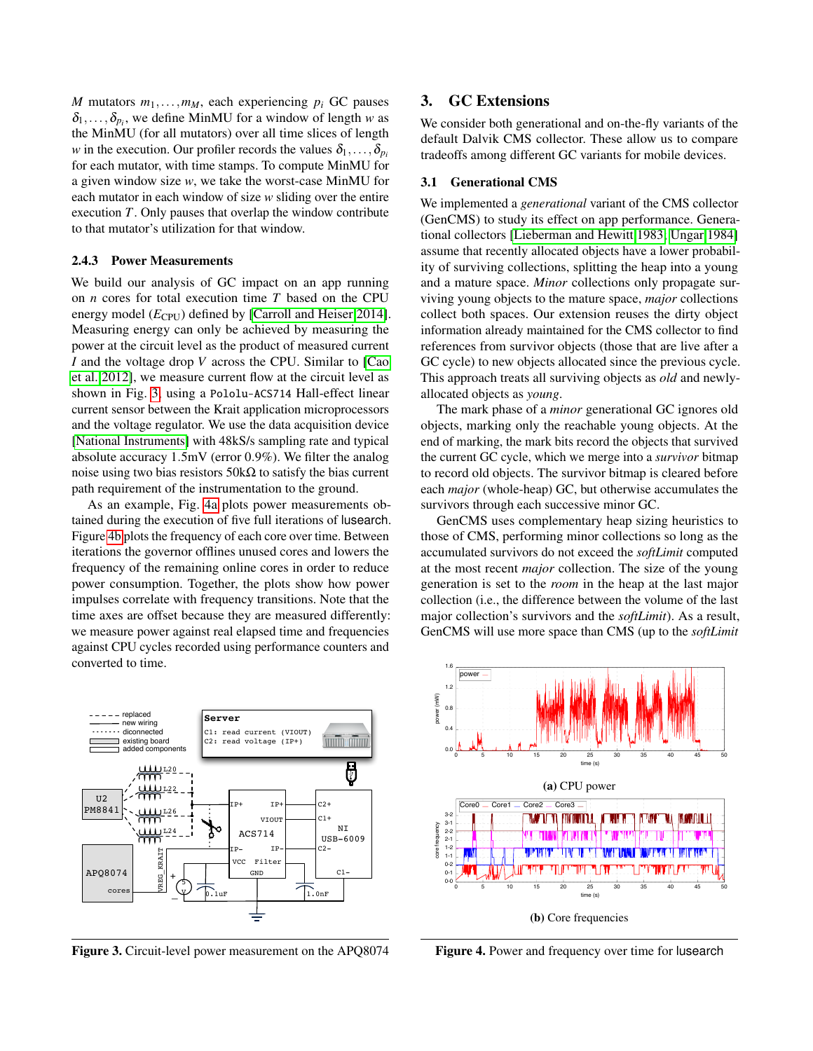$M$ mutators $m_1, \ldots, m_M$, each experiencing $p_i$ GC pauses $\delta_1, \ldots, \delta_{p_i}$, we define MinMU for a window of length $w$ as the MinMU (for all mutators) over all time slices of length $w$ in the execution. Our profiler records the values $\delta_1, \ldots, \delta_{p_i}$ for each mutator, with time stamps. To compute MinMU for a given window size $w$, we take the worst-case MinMU for each mutator in each window of size $w$ sliding over the entire execution $T$. Only pauses that overlap the window contribute to that mutator's utilization for that window.

### 2.4.3 Power Measurements

We build our analysis of GC impact on an app running on $n$ cores for total execution time $T$ based on the CPU energy model ($E_{\text{CPU}}$) defined by [Carroll and Heiser 2014]. Measuring energy can only be achieved by measuring the power at the circuit level as the product of measured current $I$ and the voltage drop $V$ across the CPU. Similar to [Cao et al. 2012], we measure current flow at the circuit level as shown in Fig. 3, using a `Pololu-ACS714` Hall-effect linear current sensor between the Krait application microprocessors and the voltage regulator. We use the data acquisition device [National Instruments] with 48kS/s sampling rate and typical absolute accuracy 1.5mV (error 0.9%). We filter the analog noise using two bias resistors 50kΩ to satisfy the bias current path requirement of the instrumentation to the ground.

As an example, Fig. 4a plots power measurements obtained during the execution of five full iterations of lusearch. Figure 4b plots the frequency of each core over time. Between iterations the governor offlines unused cores and lowers the frequency of the remaining online cores in order to reduce power consumption. Together, the plots show how power impulses correlate with frequency transitions. Note that the time axes are offset because they are measured differently: we measure power against real elapsed time and frequencies against CPU cycles recorded using performance counters and converted to time.

**Figure 3.** Circuit-level power measurement on the APQ8074

## 3. GC Extensions

We consider both generational and on-the-fly variants of the default Dalvik CMS collector. These allow us to compare tradeoffs among different GC variants for mobile devices.

### 3.1 Generational CMS

We implemented a *generational* variant of the CMS collector (GenCMS) to study its effect on app performance. Generational collectors [Lieberman and Hewitt 1983; Ungar 1984] assume that recently allocated objects have a lower probability of surviving collections, splitting the heap into a young and a mature space. *Minor* collections only propagate surviving young objects to the mature space, *major* collections collect both spaces. Our extension reuses the dirty object information already maintained for the CMS collector to find references from survivor objects (those that are live after a GC cycle) to new objects allocated since the previous cycle. This approach treats all surviving objects as *old* and newly-allocated objects as *young*.

The mark phase of a *minor* generational GC ignores old objects, marking only the reachable young objects. At the end of marking, the mark bits record the objects that survived the current GC cycle, which we merge into a *survivor* bitmap to record old objects. The survivor bitmap is cleared before each *major* (whole-heap) GC, but otherwise accumulates the survivors through each successive minor GC.

GenCMS uses complementary heap sizing heuristics to those of CMS, performing minor collections so long as the accumulated survivors do not exceed the *softLimit* computed at the most recent *major* collection. The size of the young generation is set to the *room* in the heap at the last major collection (i.e., the difference between the volume of the last major collection's survivors and the *softLimit*). As a result, GenCMS will use more space than CMS (up to the *softLimit*

**(a)** CPU power

**(b)** Core frequencies

**Figure 4.** Power and frequency over time for lusearch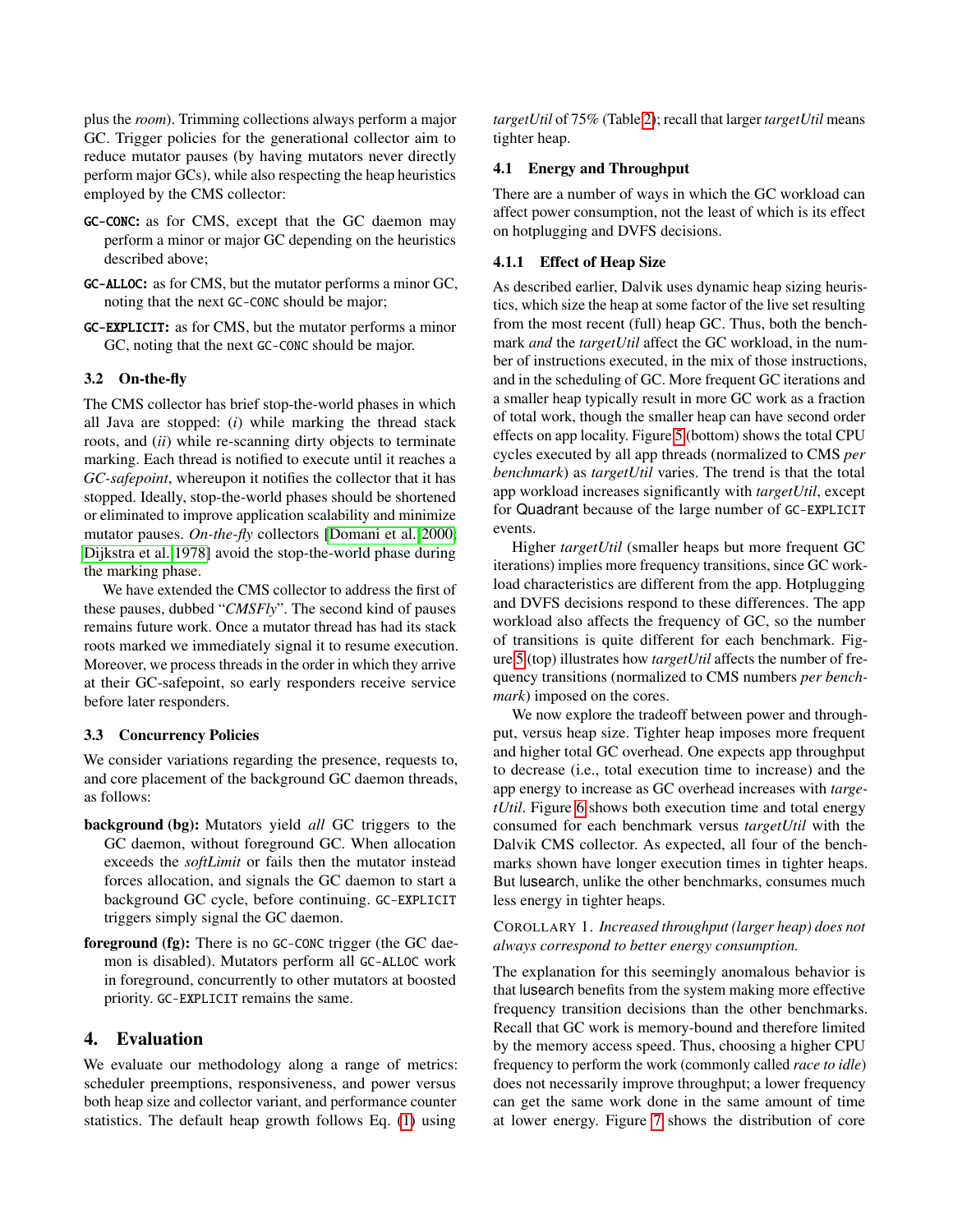plus the *room*). Trimming collections always perform a major GC. Trigger policies for the generational collector aim to reduce mutator pauses (by having mutators never directly perform major GCs), while also respecting the heap heuristics employed by the CMS collector:

- **GC-CONC:** as for CMS, except that the GC daemon may perform a minor or major GC depending on the heuristics described above;
- **GC-ALLOC:** as for CMS, but the mutator performs a minor GC, noting that the next GC-CONC should be major;
- **GC-EXPLICIT:** as for CMS, but the mutator performs a minor GC, noting that the next GC-CONC should be major.

### 3.2 On-the-fly

The CMS collector has brief stop-the-world phases in which all Java are stopped: (*i*) while marking the thread stack roots, and (*ii*) while re-scanning dirty objects to terminate marking. Each thread is notified to execute until it reaches a *GC-safepoint*, whereupon it notifies the collector that it has stopped. Ideally, stop-the-world phases should be shortened or eliminated to improve application scalability and minimize mutator pauses. *On-the-fly* collectors [Domani et al. 2000; Dijkstra et al. 1978] avoid the stop-the-world phase during the marking phase.

We have extended the CMS collector to address the first of these pauses, dubbed "*CMSFly*". The second kind of pauses remains future work. Once a mutator thread has had its stack roots marked we immediately signal it to resume execution. Moreover, we process threads in the order in which they arrive at their GC-safepoint, so early responders receive service before later responders.

### 3.3 Concurrency Policies

We consider variations regarding the presence, requests to, and core placement of the background GC daemon threads, as follows:

- **background (bg):** Mutators yield *all* GC triggers to the GC daemon, without foreground GC. When allocation exceeds the *softLimit* or fails then the mutator instead forces allocation, and signals the GC daemon to start a background GC cycle, before continuing. GC-EXPLICIT triggers simply signal the GC daemon.
- **foreground (fg):** There is no GC-CONC trigger (the GC daemon is disabled). Mutators perform all GC-ALLOC work in foreground, concurrently to other mutators at boosted priority. GC-EXPLICIT remains the same.

## 4. Evaluation

We evaluate our methodology along a range of metrics: scheduler preemptions, responsiveness, and power versus both heap size and collector variant, and performance counter statistics. The default heap growth follows Eq. (1) using *targetUtil* of 75% (Table 2); recall that larger *targetUtil* means tighter heap.

### 4.1 Energy and Throughput

There are a number of ways in which the GC workload can affect power consumption, not the least of which is its effect on hotplugging and DVFS decisions.

#### 4.1.1 Effect of Heap Size

As described earlier, Dalvik uses dynamic heap sizing heuristics, which size the heap at some factor of the live set resulting from the most recent (full) heap GC. Thus, both the benchmark *and* the *targetUtil* affect the GC workload, in the number of instructions executed, in the mix of those instructions, and in the scheduling of GC. More frequent GC iterations and a smaller heap typically result in more GC work as a fraction of total work, though the smaller heap can have second order effects on app locality. Figure 5 (bottom) shows the total CPU cycles executed by all app threads (normalized to CMS *per benchmark*) as *targetUtil* varies. The trend is that the total app workload increases significantly with *targetUtil*, except for Quadrant because of the large number of GC-EXPLICIT events.

Higher *targetUtil* (smaller heaps but more frequent GC iterations) implies more frequency transitions, since GC workload characteristics are different from the app. Hotplugging and DVFS decisions respond to these differences. The app workload also affects the frequency of GC, so the number of transitions is quite different for each benchmark. Figure 5 (top) illustrates how *targetUtil* affects the number of frequency transitions (normalized to CMS numbers *per benchmark*) imposed on the cores.

We now explore the tradeoff between power and throughput, versus heap size. Tighter heap imposes more frequent and higher total GC overhead. One expects app throughput to decrease (i.e., total execution time to increase) and the app energy to increase as GC overhead increases with *targetUtil*. Figure 6 shows both execution time and total energy consumed for each benchmark versus *targetUtil* with the Dalvik CMS collector. As expected, all four of the benchmarks shown have longer execution times in tighter heaps. But lusearch, unlike the other benchmarks, consumes much less energy in tighter heaps.

COROLLARY 1. *Increased throughput (larger heap) does not always correspond to better energy consumption.*

The explanation for this seemingly anomalous behavior is that lusearch benefits from the system making more effective frequency transition decisions than the other benchmarks. Recall that GC work is memory-bound and therefore limited by the memory access speed. Thus, choosing a higher CPU frequency to perform the work (commonly called *race to idle*) does not necessarily improve throughput; a lower frequency can get the same work done in the same amount of time at lower energy. Figure 7 shows the distribution of core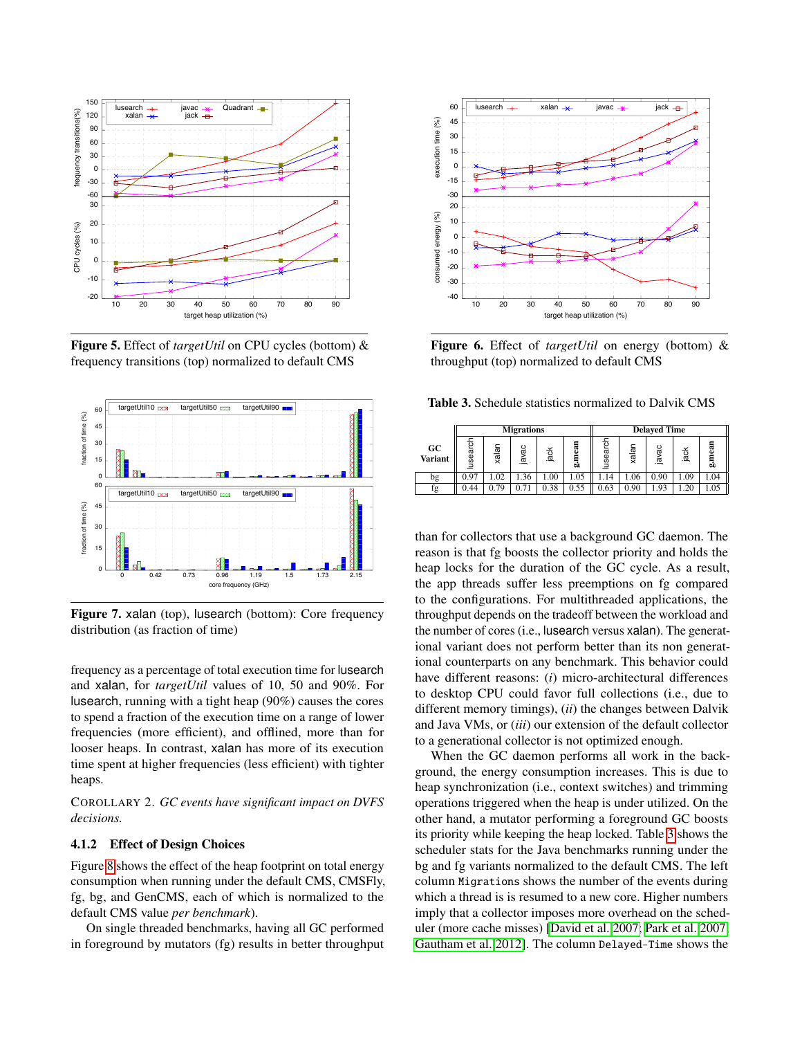**Figure 5.** Effect of *targetUtil* on CPU cycles (bottom) & frequency transitions (top) normalized to default CMS

**Figure 6.** Effect of *targetUtil* on energy (bottom) & throughput (top) normalized to default CMS

**Figure 7.** xalan (top), lusearch (bottom): Core frequency distribution (as fraction of time)

frequency as a percentage of total execution time for lusearch and xalan, for *targetUtil* values of 10, 50 and 90%. For lusearch, running with a tight heap (90%) causes the cores to spend a fraction of the execution time on a range of lower frequencies (more efficient), and offlined, more than for looser heaps. In contrast, xalan has more of its execution time spent at higher frequencies (less efficient) with tighter heaps.

COROLLARY 2. *GC events have significant impact on DVFS decisions.*

### 4.1.2 Effect of Design Choices

Figure 8 shows the effect of the heap footprint on total energy consumption when running under the default CMS, CMSFly, fg, bg, and GenCMS, each of which is normalized to the default CMS value *per benchmark*).

On single threaded benchmarks, having all GC performed in foreground by mutators (fg) results in better throughput than for collectors that use a background GC daemon. The reason is that fg boosts the collector priority and holds the heap locks for the duration of the GC cycle. As a result, the app threads suffer less preemptions on fg compared to the configurations. For multithreaded applications, the throughput depends on the tradeoff between the workload and the number of cores (i.e., lusearch versus xalan). The generational variant does not perform better than its non generational counterparts on any benchmark. This behavior could have different reasons: (*i*) micro-architectural differences to desktop CPU could favor full collections (i.e., due to different memory timings), (*ii*) the changes between Dalvik and Java VMs, or (*iii*) our extension of the default collector to a generational collector is not optimized enough.

When the GC daemon performs all work in the background, the energy consumption increases. This is due to heap synchronization (i.e., context switches) and trimming operations triggered when the heap is under utilized. On the other hand, a mutator performing a foreground GC boosts its priority while keeping the heap locked. Table 3 shows the scheduler stats for the Java benchmarks running under the bg and fg variants normalized to the default CMS. The left column `Migrations` shows the number of the events during which a thread is is resumed to a new core. Higher numbers imply that a collector imposes more overhead on the scheduler (more cache misses) [David et al. 2007; Park et al. 2007; Gautham et al. 2012]. The column `Delayed-Time` shows the

**Table 3.** Schedule statistics normalized to Dalvik CMS

| GC Variant | Migrations | | | | | Delayed Time | | | | |
|---|---|---|---|---|---|---|---|---|---|---|
| | lusearch | xalan | javac | jack | g.mean | lusearch | xalan | javac | jack | g.mean |
| bg | 0.97 | 1.02 | 1.36 | 1.00 | 1.05 | 1.14 | 1.06 | 0.90 | 1.09 | 1.04 |
| fg | 0.44 | 0.79 | 0.71 | 0.38 | 0.55 | 0.63 | 0.90 | 1.93 | 1.20 | 1.05 |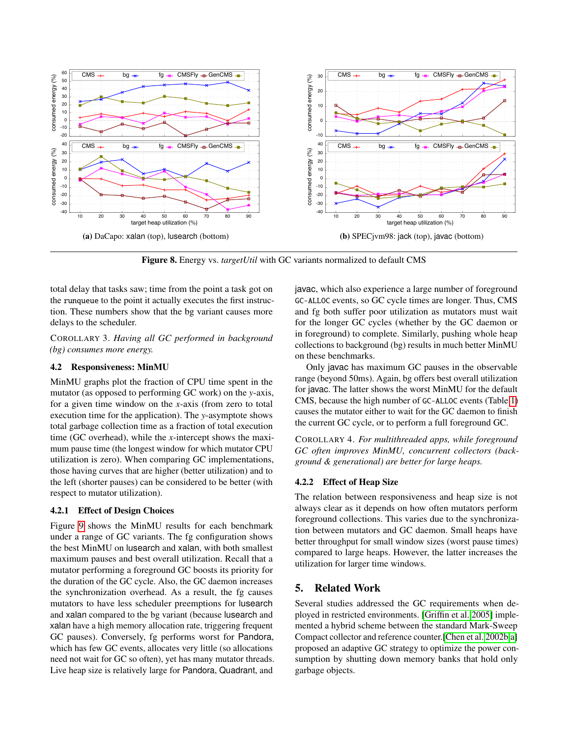CMS bg fg CMSFly GenCMS

consumed energy (%)

target heap utilization (%)

10 20 30 40 50 60 70 80 90

(a) DaCapo: xalan (top), lusearch (bottom)

(b) SPECjvm98: jack (top), javac (bottom)

**Figure 8.** Energy vs. *targetUtil* with GC variants normalized to default CMS

total delay that tasks saw; time from the point a task got on the runqueue to the point it actually executes the first instruction. These numbers show that the bg variant causes more delays to the scheduler.

COROLLARY 3. *Having all GC performed in background (bg) consumes more energy.*

### 4.2 Responsiveness: MinMU

MinMU graphs plot the fraction of CPU time spent in the mutator (as opposed to performing GC work) on the *y*-axis, for a given time window on the *x*-axis (from zero to total execution time for the application). The *y*-asymptote shows total garbage collection time as a fraction of total execution time (GC overhead), while the *x*-intercept shows the maximum pause time (the longest window for which mutator CPU utilization is zero). When comparing GC implementations, those having curves that are higher (better utilization) and to the left (shorter pauses) can be considered to be better (with respect to mutator utilization).

#### 4.2.1 Effect of Design Choices

Figure 9 shows the MinMU results for each benchmark under a range of GC variants. The fg configuration shows the best MinMU on lusearch and xalan, with both smallest maximum pauses and best overall utilization. Recall that a mutator performing a foreground GC boosts its priority for the duration of the GC cycle. Also, the GC daemon increases the synchronization overhead. As a result, the fg causes mutators to have less scheduler preemptions for lusearch and xalan compared to the bg variant (because lusearch and xalan have a high memory allocation rate, triggering frequent GC pauses). Conversely, fg performs worst for Pandora, which has few GC events, allocates very little (so allocations need not wait for GC so often), yet has many mutator threads. Live heap size is relatively large for Pandora, Quadrant, and javac, which also experience a large number of foreground GC-ALLOC events, so GC cycle times are longer. Thus, CMS and fg both suffer poor utilization as mutators must wait for the longer GC cycles (whether by the GC daemon or in foreground) to complete. Similarly, pushing whole heap collections to background (bg) results in much better MinMU on these benchmarks.

Only javac has maximum GC pauses in the observable range (beyond 50ms). Again, bg offers best overall utilization for javac. The latter shows the worst MinMU for the default CMS, because the high number of GC-ALLOC events (Table 1) causes the mutator either to wait for the GC daemon to finish the current GC cycle, or to perform a full foreground GC.

COROLLARY 4. *For multithreaded apps, while foreground GC often improves MinMU, concurrent collectors (background & generational) are better for large heaps.*

#### 4.2.2 Effect of Heap Size

The relation between responsiveness and heap size is not always clear as it depends on how often mutators perform foreground collections. This varies due to the synchronization between mutators and GC daemon. Small heaps have better throughput for small window sizes (worst pause times) compared to large heaps. However, the latter increases the utilization for larger time windows.

## 5. Related Work

Several studies addressed the GC requirements when deployed in restricted environments. [Griffin et al. 2005] implemented a hybrid scheme between the standard Mark-Sweep Compact collector and reference counter. [Chen et al. 2002b,a] proposed an adaptive GC strategy to optimize the power consumption by shutting down memory banks that hold only garbage objects.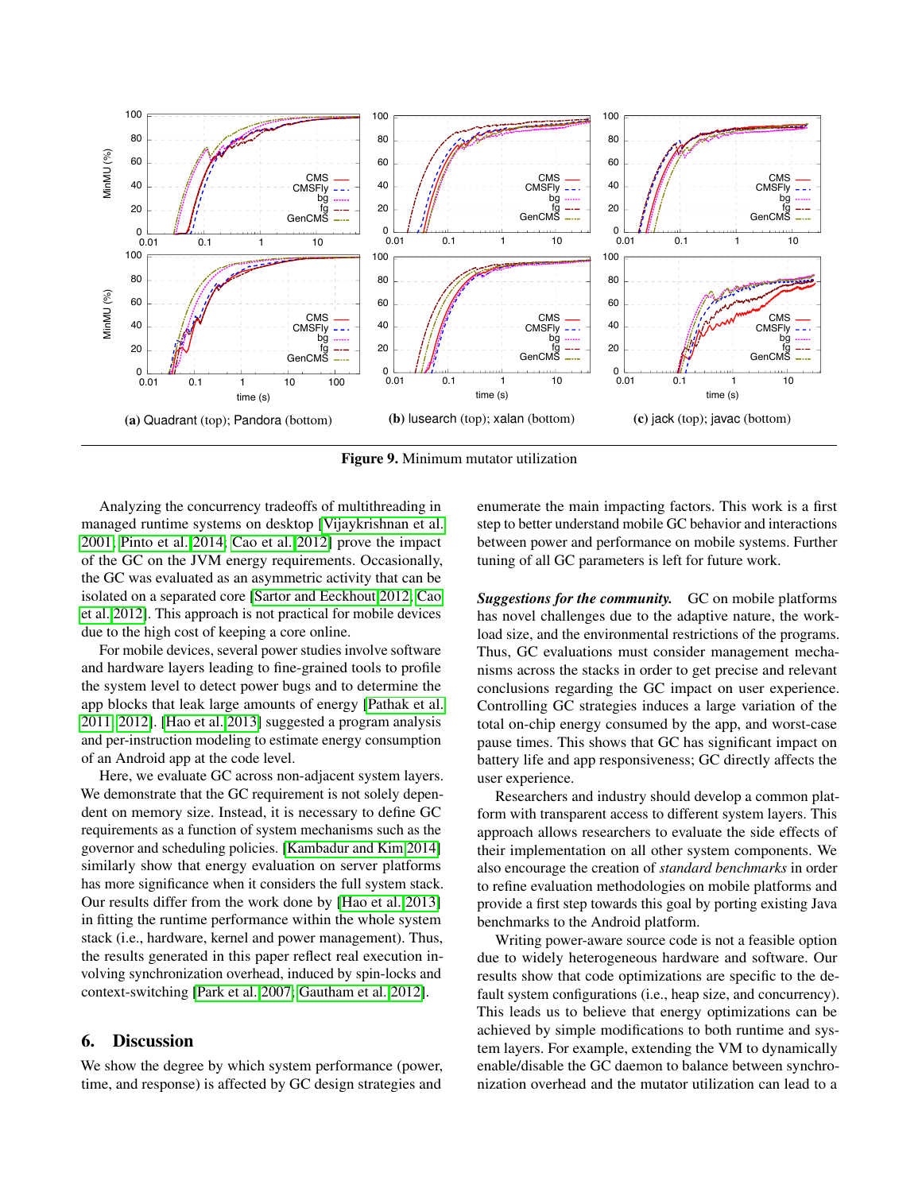MinMU (%)
100
80
60
40
20
0
0.01 0.1 1 10
CMS
CMSFly
bg
fg
GenCMS

100
80
60
40
20
0
0.01 0.1 1 10
CMS
CMSFly
bg
fg
GenCMS

100
80
60
40
20
0
0.01 0.1 1 10
CMS
CMSFly
bg
fg
GenCMS

MinMU (%)
100
80
60
40
20
0
0.01 0.1 1 10 100
time (s)
CMS
CMSFly
bg
fg
GenCMS

100
80
60
40
20
0
0.01 0.1 1 10
time (s)
CMS
CMSFly
bg
fg
GenCMS

100
80
60
40
20
0
0.01 0.1 1 10
time (s)
CMS
CMSFly
bg
fg
GenCMS

**(a)** Quadrant (top); Pandora (bottom)

**(b)** lusearch (top); xalan (bottom)

**(c)** jack (top); javac (bottom)

**Figure 9.** Minimum mutator utilization

Analyzing the concurrency tradeoffs of multithreading in managed runtime systems on desktop [Vijaykrishnan et al. 2001; Pinto et al. 2014; Cao et al. 2012] prove the impact of the GC on the JVM energy requirements. Occasionally, the GC was evaluated as an asymmetric activity that can be isolated on a separated core [Sartor and Eeckhout 2012; Cao et al. 2012]. This approach is not practical for mobile devices due to the high cost of keeping a core online.

For mobile devices, several power studies involve software and hardware layers leading to fine-grained tools to profile the system level to detect power bugs and to determine the app blocks that leak large amounts of energy [Pathak et al. 2011, 2012]. [Hao et al. 2013] suggested a program analysis and per-instruction modeling to estimate energy consumption of an Android app at the code level.

Here, we evaluate GC across non-adjacent system layers. We demonstrate that the GC requirement is not solely dependent on memory size. Instead, it is necessary to define GC requirements as a function of system mechanisms such as the governor and scheduling policies. [Kambadur and Kim 2014] similarly show that energy evaluation on server platforms has more significance when it considers the full system stack. Our results differ from the work done by [Hao et al. 2013] in fitting the runtime performance within the whole system stack (i.e., hardware, kernel and power management). Thus, the results generated in this paper reflect real execution involving synchronization overhead, induced by spin-locks and context-switching [Park et al. 2007; Gautham et al. 2012].

## 6. Discussion

We show the degree by which system performance (power, time, and response) is affected by GC design strategies and enumerate the main impacting factors. This work is a first step to better understand mobile GC behavior and interactions between power and performance on mobile systems. Further tuning of all GC parameters is left for future work.

***Suggestions for the community.*** GC on mobile platforms has novel challenges due to the adaptive nature, the workload size, and the environmental restrictions of the programs. Thus, GC evaluations must consider management mechanisms across the stacks in order to get precise and relevant conclusions regarding the GC impact on user experience. Controlling GC strategies induces a large variation of the total on-chip energy consumed by the app, and worst-case pause times. This shows that GC has significant impact on battery life and app responsiveness; GC directly affects the user experience.

Researchers and industry should develop a common platform with transparent access to different system layers. This approach allows researchers to evaluate the side effects of their implementation on all other system components. We also encourage the creation of *standard benchmarks* in order to refine evaluation methodologies on mobile platforms and provide a first step towards this goal by porting existing Java benchmarks to the Android platform.

Writing power-aware source code is not a feasible option due to widely heterogeneous hardware and software. Our results show that code optimizations are specific to the default system configurations (i.e., heap size, and concurrency). This leads us to believe that energy optimizations can be achieved by simple modifications to both runtime and system layers. For example, extending the VM to dynamically enable/disable the GC daemon to balance between synchronization overhead and the mutator utilization can lead to a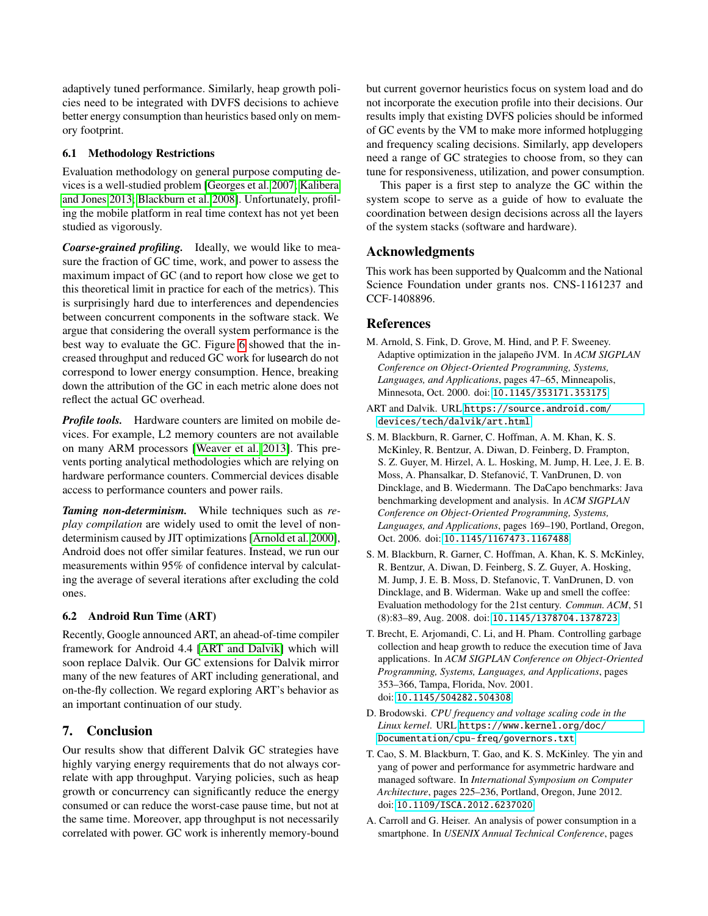adaptively tuned performance. Similarly, heap growth policies need to be integrated with DVFS decisions to achieve better energy consumption than heuristics based only on memory footprint.

### 6.1 Methodology Restrictions

Evaluation methodology on general purpose computing devices is a well-studied problem [Georges et al. 2007; Kalibera and Jones 2013; Blackburn et al. 2008]. Unfortunately, profiling the mobile platform in real time context has not yet been studied as vigorously.

***Coarse-grained profiling.*** Ideally, we would like to measure the fraction of GC time, work, and power to assess the maximum impact of GC (and to report how close we get to this theoretical limit in practice for each of the metrics). This is surprisingly hard due to interferences and dependencies between concurrent components in the software stack. We argue that considering the overall system performance is the best way to evaluate the GC. Figure 6 showed that the increased throughput and reduced GC work for lusearch do not correspond to lower energy consumption. Hence, breaking down the attribution of the GC in each metric alone does not reflect the actual GC overhead.

***Profile tools.*** Hardware counters are limited on mobile devices. For example, L2 memory counters are not available on many ARM processors [Weaver et al. 2013]. This prevents porting analytical methodologies which are relying on hardware performance counters. Commercial devices disable access to performance counters and power rails.

***Taming non-determinism.*** While techniques such as *replay compilation* are widely used to omit the level of non-determinism caused by JIT optimizations [Arnold et al. 2000], Android does not offer similar features. Instead, we run our measurements within 95% of confidence interval by calculating the average of several iterations after excluding the cold ones.

### 6.2 Android Run Time (ART)

Recently, Google announced ART, an ahead-of-time compiler framework for Android 4.4 [ART and Dalvik] which will soon replace Dalvik. Our GC extensions for Dalvik mirror many of the new features of ART including generational, and on-the-fly collection. We regard exploring ART's behavior as an important continuation of our study.

## 7. Conclusion

Our results show that different Dalvik GC strategies have highly varying energy requirements that do not always correlate with app throughput. Varying policies, such as heap growth or concurrency can significantly reduce the energy consumed or can reduce the worst-case pause time, but not at the same time. Moreover, app throughput is not necessarily correlated with power. GC work is inherently memory-bound but current governor heuristics focus on system load and do not incorporate the execution profile into their decisions. Our results imply that existing DVFS policies should be informed of GC events by the VM to make more informed hotplugging and frequency scaling decisions. Similarly, app developers need a range of GC strategies to choose from, so they can tune for responsiveness, utilization, and power consumption.

This paper is a first step to analyze the GC within the system scope to serve as a guide of how to evaluate the coordination between design decisions across all the layers of the system stacks (software and hardware).

## Acknowledgments

This work has been supported by Qualcomm and the National Science Foundation under grants nos. CNS-1161237 and CCF-1408896.

## References

M. Arnold, S. Fink, D. Grove, M. Hind, and P. F. Sweeney. Adaptive optimization in the jalapeño JVM. In *ACM SIGPLAN Conference on Object-Oriented Programming, Systems, Languages, and Applications*, pages 47–65, Minneapolis, Minnesota, Oct. 2000. doi: 10.1145/353171.353175.

ART and Dalvik. URL https://source.android.com/devices/tech/dalvik/art.html.

S. M. Blackburn, R. Garner, C. Hoffman, A. M. Khan, K. S. McKinley, R. Bentzur, A. Diwan, D. Feinberg, D. Frampton, S. Z. Guyer, M. Hirzel, A. L. Hosking, M. Jump, H. Lee, J. E. B. Moss, A. Phansalkar, D. Stefanović, T. VanDrunen, D. von Dincklage, and B. Wiedermann. The DaCapo benchmarks: Java benchmarking development and analysis. In *ACM SIGPLAN Conference on Object-Oriented Programming, Systems, Languages, and Applications*, pages 169–190, Portland, Oregon, Oct. 2006. doi: 10.1145/1167473.1167488.

S. M. Blackburn, R. Garner, C. Hoffman, A. Khan, K. S. McKinley, R. Bentzur, A. Diwan, D. Feinberg, S. Z. Guyer, A. Hosking, M. Jump, J. E. B. Moss, D. Stefanovic, T. VanDrunen, D. von Dincklage, and B. Widerman. Wake up and smell the coffee: Evaluation methodology for the 21st century. *Commun. ACM*, 51 (8):83–89, Aug. 2008. doi: 10.1145/1378704.1378723.

T. Brecht, E. Arjomandi, C. Li, and H. Pham. Controlling garbage collection and heap growth to reduce the execution time of Java applications. In *ACM SIGPLAN Conference on Object-Oriented Programming, Systems, Languages, and Applications*, pages 353–366, Tampa, Florida, Nov. 2001. doi: 10.1145/504282.504308.

D. Brodowski. *CPU frequency and voltage scaling code in the Linux kernel*. URL https://www.kernel.org/doc/Documentation/cpu-freq/governors.txt.

T. Cao, S. M. Blackburn, T. Gao, and K. S. McKinley. The yin and yang of power and performance for asymmetric hardware and managed software. In *International Symposium on Computer Architecture*, pages 225–236, Portland, Oregon, June 2012. doi: 10.1109/ISCA.2012.6237020.

A. Carroll and G. Heiser. An analysis of power consumption in a smartphone. In *USENIX Annual Technical Conference*, pages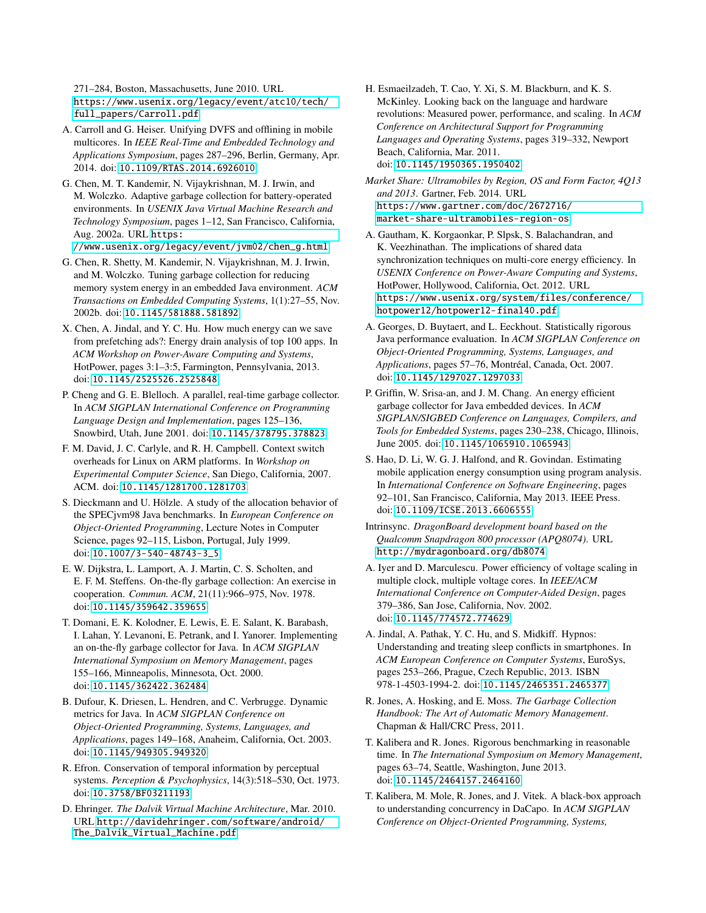271–284, Boston, Massachusetts, June 2010. URL https://www.usenix.org/legacy/event/atc10/tech/full_papers/Carroll.pdf

A. Carroll and G. Heiser. Unifying DVFS and offlining in mobile multicores. In *IEEE Real-Time and Embedded Technology and Applications Symposium*, pages 287–296, Berlin, Germany, Apr. 2014. doi: 10.1109/RTAS.2014.6926010

G. Chen, M. T. Kandemir, N. Vijaykrishnan, M. J. Irwin, and M. Wolczko. Adaptive garbage collection for battery-operated environments. In *USENIX Java Virtual Machine Research and Technology Symposium*, pages 1–12, San Francisco, California, Aug. 2002a. URL https://www.usenix.org/legacy/event/jvm02/chen_g.html

G. Chen, R. Shetty, M. Kandemir, N. Vijaykrishnan, M. J. Irwin, and M. Wolczko. Tuning garbage collection for reducing memory system energy in an embedded Java environment. *ACM Transactions on Embedded Computing Systems*, 1(1):27–55, Nov. 2002b. doi: 10.1145/581888.581892

X. Chen, A. Jindal, and Y. C. Hu. How much energy can we save from prefetching ads?: Energy drain analysis of top 100 apps. In *ACM Workshop on Power-Aware Computing and Systems*, HotPower, pages 3:1–3:5, Farmington, Pennsylvania, 2013. doi: 10.1145/2525526.2525848

P. Cheng and G. E. Blelloch. A parallel, real-time garbage collector. In *ACM SIGPLAN International Conference on Programming Language Design and Implementation*, pages 125–136, Snowbird, Utah, June 2001. doi: 10.1145/378795.378823

F. M. David, J. C. Carlyle, and R. H. Campbell. Context switch overheads for Linux on ARM platforms. In *Workshop on Experimental Computer Science*, San Diego, California, 2007. ACM. doi: 10.1145/1281700.1281703

S. Dieckmann and U. Hölzle. A study of the allocation behavior of the SPECjvm98 Java benchmarks. In *European Conference on Object-Oriented Programming*, Lecture Notes in Computer Science, pages 92–115, Lisbon, Portugal, July 1999. doi: 10.1007/3-540-48743-3_5

E. W. Dijkstra, L. Lamport, A. J. Martin, C. S. Scholten, and E. F. M. Steffens. On-the-fly garbage collection: An exercise in cooperation. *Commun. ACM*, 21(11):966–975, Nov. 1978. doi: 10.1145/359642.359655

T. Domani, E. K. Kolodner, E. Lewis, E. E. Salant, K. Barabash, I. Lahan, Y. Levanoni, E. Petrank, and I. Yanorer. Implementing an on-the-fly garbage collector for Java. In *ACM SIGPLAN International Symposium on Memory Management*, pages 155–166, Minneapolis, Minnesota, Oct. 2000. doi: 10.1145/362422.362484

B. Dufour, K. Driesen, L. Hendren, and C. Verbrugge. Dynamic metrics for Java. In *ACM SIGPLAN Conference on Object-Oriented Programming, Systems, Languages, and Applications*, pages 149–168, Anaheim, California, Oct. 2003. doi: 10.1145/949305.949320

R. Efron. Conservation of temporal information by perceptual systems. *Perception & Psychophysics*, 14(3):518–530, Oct. 1973. doi: 10.3758/BF03211193

D. Ehringer. *The Dalvik Virtual Machine Architecture*, Mar. 2010. URL http://davidehringer.com/software/android/The_Dalvik_Virtual_Machine.pdf

H. Esmaeilzadeh, T. Cao, Y. Xi, S. M. Blackburn, and K. S. McKinley. Looking back on the language and hardware revolutions: Measured power, performance, and scaling. In *ACM Conference on Architectural Support for Programming Languages and Operating Systems*, pages 319–332, Newport Beach, California, Mar. 2011. doi: 10.1145/1950365.1950402

*Market Share: Ultramobiles by Region, OS and Form Factor, 4Q13 and 2013*. Gartner, Feb. 2014. URL https://www.gartner.com/doc/2672716/market-share-ultramobiles-region-os

A. Gautham, K. Korgaonkar, P. Slpsk, S. Balachandran, and K. Veezhinathan. The implications of shared data synchronization techniques on multi-core energy efficiency. In *USENIX Conference on Power-Aware Computing and Systems*, HotPower, Hollywood, California, Oct. 2012. URL https://www.usenix.org/system/files/conference/hotpower12/hotpower12-final40.pdf

A. Georges, D. Buytaert, and L. Eeckhout. Statistically rigorous Java performance evaluation. In *ACM SIGPLAN Conference on Object-Oriented Programming, Systems, Languages, and Applications*, pages 57–76, Montréal, Canada, Oct. 2007. doi: 10.1145/1297027.1297033

P. Griffin, W. Srisa-an, and J. M. Chang. An energy efficient garbage collector for Java embedded devices. In *ACM SIGPLAN/SIGBED Conference on Languages, Compilers, and Tools for Embedded Systems*, pages 230–238, Chicago, Illinois, June 2005. doi: 10.1145/1065910.1065943

S. Hao, D. Li, W. G. J. Halfond, and R. Govindan. Estimating mobile application energy consumption using program analysis. In *International Conference on Software Engineering*, pages 92–101, San Francisco, California, May 2013. IEEE Press. doi: 10.1109/ICSE.2013.6606555

Intrinsync. *DragonBoard development board based on the Qualcomm Snapdragon 800 processor (APQ8074)*. URL http://mydragonboard.org/db8074

A. Iyer and D. Marculescu. Power efficiency of voltage scaling in multiple clock, multiple voltage cores. In *IEEE/ACM International Conference on Computer-Aided Design*, pages 379–386, San Jose, California, Nov. 2002. doi: 10.1145/774572.774629

A. Jindal, A. Pathak, Y. C. Hu, and S. Midkiff. Hypnos: Understanding and treating sleep conflicts in smartphones. In *ACM European Conference on Computer Systems*, EuroSys, pages 253–266, Prague, Czech Republic, 2013. ISBN 978-1-4503-1994-2. doi: 10.1145/2465351.2465377

R. Jones, A. Hosking, and E. Moss. *The Garbage Collection Handbook: The Art of Automatic Memory Management*. Chapman & Hall/CRC Press, 2011.

T. Kalibera and R. Jones. Rigorous benchmarking in reasonable time. In *The International Symposium on Memory Management*, pages 63–74, Seattle, Washington, June 2013. doi: 10.1145/2464157.2464160

T. Kalibera, M. Mole, R. Jones, and J. Vitek. A black-box approach to understanding concurrency in DaCapo. In *ACM SIGPLAN Conference on Object-Oriented Programming, Systems,*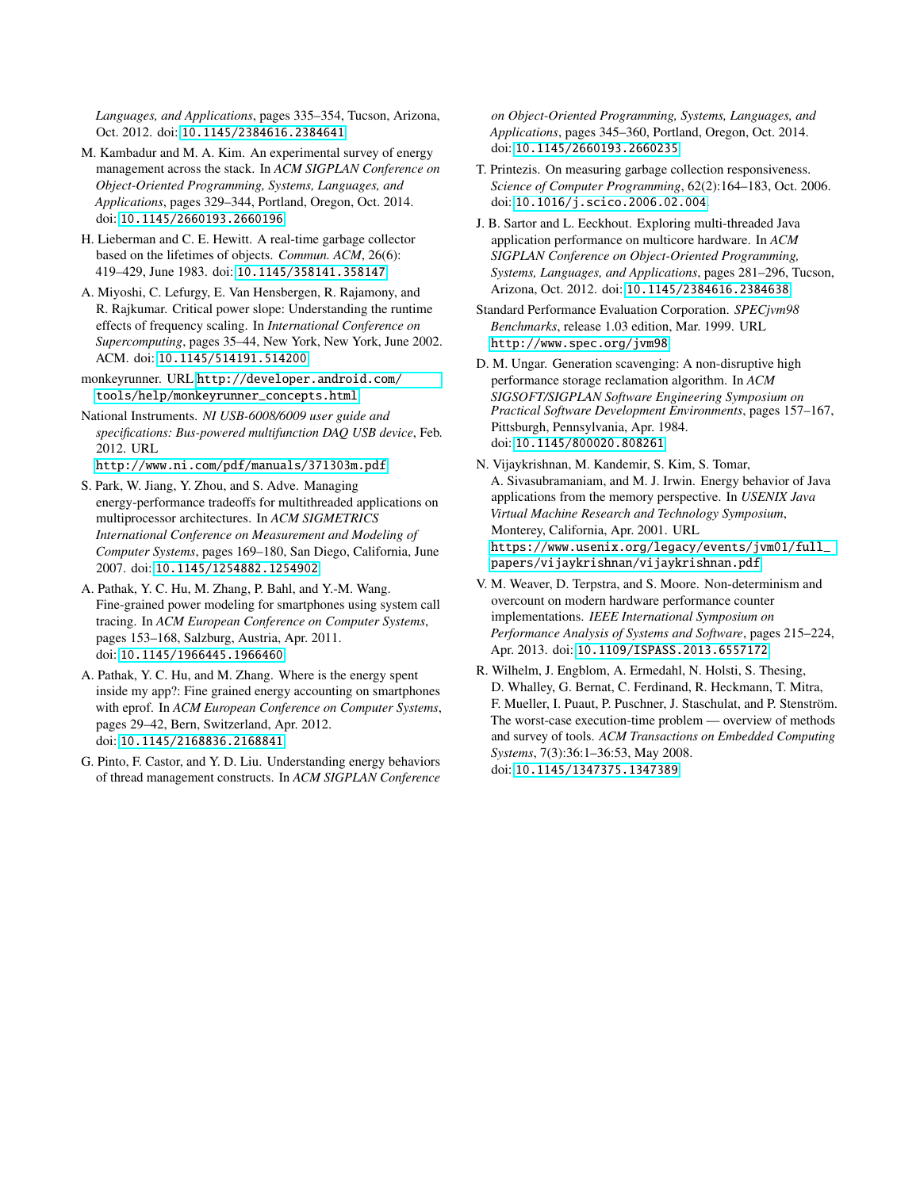*Languages, and Applications*, pages 335–354, Tucson, Arizona, Oct. 2012. doi: 10.1145/2384616.2384641

M. Kambadur and M. A. Kim. An experimental survey of energy management across the stack. In *ACM SIGPLAN Conference on Object-Oriented Programming, Systems, Languages, and Applications*, pages 329–344, Portland, Oregon, Oct. 2014. doi: 10.1145/2660193.2660196

H. Lieberman and C. E. Hewitt. A real-time garbage collector based on the lifetimes of objects. *Commun. ACM*, 26(6): 419–429, June 1983. doi: 10.1145/358141.358147

A. Miyoshi, C. Lefurgy, E. Van Hensbergen, R. Rajamony, and R. Rajkumar. Critical power slope: Understanding the runtime effects of frequency scaling. In *International Conference on Supercomputing*, pages 35–44, New York, New York, June 2002. ACM. doi: 10.1145/514191.514200

monkeyrunner. URL http://developer.android.com/tools/help/monkeyrunner_concepts.html

National Instruments. *NI USB-6008/6009 user guide and specifications: Bus-powered multifunction DAQ USB device*, Feb. 2012. URL http://www.ni.com/pdf/manuals/371303m.pdf

S. Park, W. Jiang, Y. Zhou, and S. Adve. Managing energy-performance tradeoffs for multithreaded applications on multiprocessor architectures. In *ACM SIGMETRICS International Conference on Measurement and Modeling of Computer Systems*, pages 169–180, San Diego, California, June 2007. doi: 10.1145/1254882.1254902

A. Pathak, Y. C. Hu, M. Zhang, P. Bahl, and Y.-M. Wang. Fine-grained power modeling for smartphones using system call tracing. In *ACM European Conference on Computer Systems*, pages 153–168, Salzburg, Austria, Apr. 2011. doi: 10.1145/1966445.1966460

A. Pathak, Y. C. Hu, and M. Zhang. Where is the energy spent inside my app?: Fine grained energy accounting on smartphones with eprof. In *ACM European Conference on Computer Systems*, pages 29–42, Bern, Switzerland, Apr. 2012. doi: 10.1145/2168836.2168841

G. Pinto, F. Castor, and Y. D. Liu. Understanding energy behaviors of thread management constructs. In *ACM SIGPLAN Conference on Object-Oriented Programming, Systems, Languages, and Applications*, pages 345–360, Portland, Oregon, Oct. 2014. doi: 10.1145/2660193.2660235

T. Printezis. On measuring garbage collection responsiveness. *Science of Computer Programming*, 62(2):164–183, Oct. 2006. doi: 10.1016/j.scico.2006.02.004

J. B. Sartor and L. Eeckhout. Exploring multi-threaded Java application performance on multicore hardware. In *ACM SIGPLAN Conference on Object-Oriented Programming, Systems, Languages, and Applications*, pages 281–296, Tucson, Arizona, Oct. 2012. doi: 10.1145/2384616.2384638

Standard Performance Evaluation Corporation. *SPECjvm98 Benchmarks*, release 1.03 edition, Mar. 1999. URL http://www.spec.org/jvm98

D. M. Ungar. Generation scavenging: A non-disruptive high performance storage reclamation algorithm. In *ACM SIGSOFT/SIGPLAN Software Engineering Symposium on Practical Software Development Environments*, pages 157–167, Pittsburgh, Pennsylvania, Apr. 1984. doi: 10.1145/800020.808261

N. Vijaykrishnan, M. Kandemir, S. Kim, S. Tomar, A. Sivasubramaniam, and M. J. Irwin. Energy behavior of Java applications from the memory perspective. In *USENIX Java Virtual Machine Research and Technology Symposium*, Monterey, California, Apr. 2001. URL https://www.usenix.org/legacy/events/jvm01/full_papers/vijaykrishnan/vijaykrishnan.pdf

V. M. Weaver, D. Terpstra, and S. Moore. Non-determinism and overcount on modern hardware performance counter implementations. *IEEE International Symposium on Performance Analysis of Systems and Software*, pages 215–224, Apr. 2013. doi: 10.1109/ISPASS.2013.6557172

R. Wilhelm, J. Engblom, A. Ermedahl, N. Holsti, S. Thesing, D. Whalley, G. Bernat, C. Ferdinand, R. Heckmann, T. Mitra, F. Mueller, I. Puaut, P. Puschner, J. Staschulat, and P. Stenström. The worst-case execution-time problem — overview of methods and survey of tools. *ACM Transactions on Embedded Computing Systems*, 7(3):36:1–36:53, May 2008. doi: 10.1145/1347375.1347389